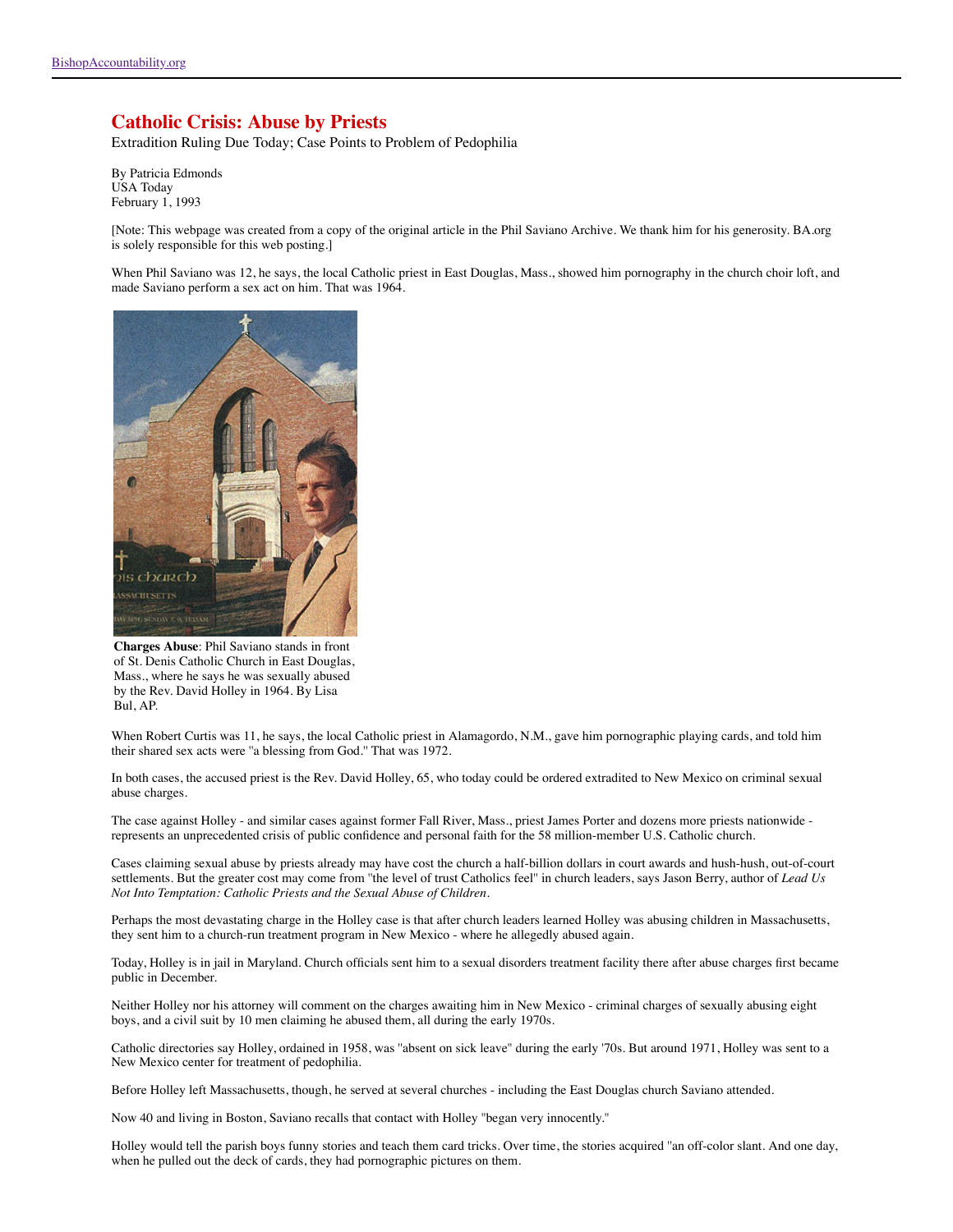BishopAccountability.org

# Catholic Crisis: Abuse by Priests

Extradition Ruling Due Today; Case Points to Problem of Pedophilia

By Patricia Edmonds
USA Today
February 1, 1993

[Note: This webpage was created from a copy of the original article in the Phil Saviano Archive. We thank him for his generosity. BA.org is solely responsible for this web posting.]

When Phil Saviano was 12, he says, the local Catholic priest in East Douglas, Mass., showed him pornography in the church choir loft, and made Saviano perform a sex act on him. That was 1964.

**Charges Abuse**: Phil Saviano stands in front of St. Denis Catholic Church in East Douglas, Mass., where he says he was sexually abused by the Rev. David Holley in 1964. By Lisa Bul, AP.

When Robert Curtis was 11, he says, the local Catholic priest in Alamagordo, N.M., gave him pornographic playing cards, and told him their shared sex acts were "a blessing from God." That was 1972.

In both cases, the accused priest is the Rev. David Holley, 65, who today could be ordered extradited to New Mexico on criminal sexual abuse charges.

The case against Holley - and similar cases against former Fall River, Mass., priest James Porter and dozens more priests nationwide - represents an unprecedented crisis of public confidence and personal faith for the 58 million-member U.S. Catholic church.

Cases claiming sexual abuse by priests already may have cost the church a half-billion dollars in court awards and hush-hush, out-of-court settlements. But the greater cost may come from "the level of trust Catholics feel" in church leaders, says Jason Berry, author of *Lead Us Not Into Temptation: Catholic Priests and the Sexual Abuse of Children*.

Perhaps the most devastating charge in the Holley case is that after church leaders learned Holley was abusing children in Massachusetts, they sent him to a church-run treatment program in New Mexico - where he allegedly abused again.

Today, Holley is in jail in Maryland. Church officials sent him to a sexual disorders treatment facility there after abuse charges first became public in December.

Neither Holley nor his attorney will comment on the charges awaiting him in New Mexico - criminal charges of sexually abusing eight boys, and a civil suit by 10 men claiming he abused them, all during the early 1970s.

Catholic directories say Holley, ordained in 1958, was "absent on sick leave" during the early '70s. But around 1971, Holley was sent to a New Mexico center for treatment of pedophilia.

Before Holley left Massachusetts, though, he served at several churches - including the East Douglas church Saviano attended.

Now 40 and living in Boston, Saviano recalls that contact with Holley "began very innocently."

Holley would tell the parish boys funny stories and teach them card tricks. Over time, the stories acquired "an off-color slant. And one day, when he pulled out the deck of cards, they had pornographic pictures on them.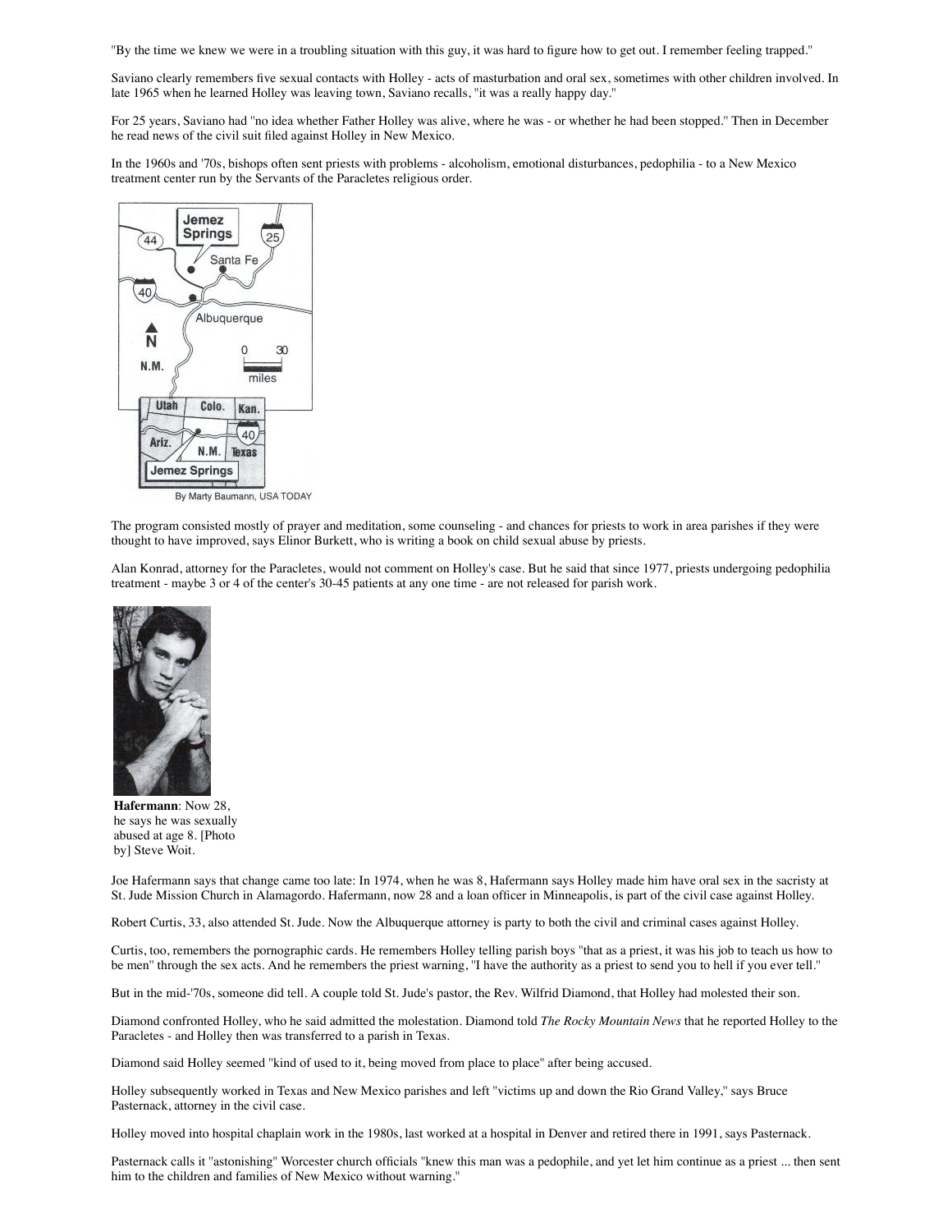"By the time we knew we were in a troubling situation with this guy, it was hard to figure how to get out. I remember feeling trapped."

Saviano clearly remembers five sexual contacts with Holley - acts of masturbation and oral sex, sometimes with other children involved. In late 1965 when he learned Holley was leaving town, Saviano recalls, "it was a really happy day."

For 25 years, Saviano had "no idea whether Father Holley was alive, where he was - or whether he had been stopped." Then in December he read news of the civil suit filed against Holley in New Mexico.

In the 1960s and '70s, bishops often sent priests with problems - alcoholism, emotional disturbances, pedophilia - to a New Mexico treatment center run by the Servants of the Paracletes religious order.

By Marty Baumann, USA TODAY

The program consisted mostly of prayer and meditation, some counseling - and chances for priests to work in area parishes if they were thought to have improved, says Elinor Burkett, who is writing a book on child sexual abuse by priests.

Alan Konrad, attorney for the Paracletes, would not comment on Holley's case. But he said that since 1977, priests undergoing pedophilia treatment - maybe 3 or 4 of the center's 30-45 patients at any one time - are not released for parish work.

**Hafermann**: Now 28, he says he was sexually abused at age 8. [Photo by] Steve Woit.

Joe Hafermann says that change came too late: In 1974, when he was 8, Hafermann says Holley made him have oral sex in the sacristy at St. Jude Mission Church in Alamagordo. Hafermann, now 28 and a loan officer in Minneapolis, is part of the civil case against Holley.

Robert Curtis, 33, also attended St. Jude. Now the Albuquerque attorney is party to both the civil and criminal cases against Holley.

Curtis, too, remembers the pornographic cards. He remembers Holley telling parish boys "that as a priest, it was his job to teach us how to be men" through the sex acts. And he remembers the priest warning, "I have the authority as a priest to send you to hell if you ever tell."

But in the mid-'70s, someone did tell. A couple told St. Jude's pastor, the Rev. Wilfrid Diamond, that Holley had molested their son.

Diamond confronted Holley, who he said admitted the molestation. Diamond told *The Rocky Mountain News* that he reported Holley to the Paracletes - and Holley then was transferred to a parish in Texas.

Diamond said Holley seemed "kind of used to it, being moved from place to place" after being accused.

Holley subsequently worked in Texas and New Mexico parishes and left "victims up and down the Rio Grand Valley," says Bruce Pasternack, attorney in the civil case.

Holley moved into hospital chaplain work in the 1980s, last worked at a hospital in Denver and retired there in 1991, says Pasternack.

Pasternack calls it "astonishing" Worcester church officials "knew this man was a pedophile, and yet let him continue as a priest ... then sent him to the children and families of New Mexico without warning."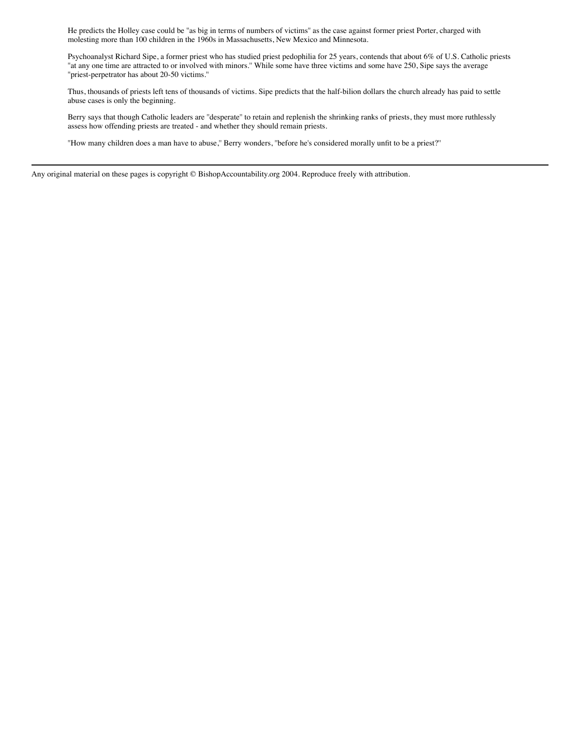He predicts the Holley case could be "as big in terms of numbers of victims" as the case against former priest Porter, charged with molesting more than 100 children in the 1960s in Massachusetts, New Mexico and Minnesota.

Psychoanalyst Richard Sipe, a former priest who has studied priest pedophilia for 25 years, contends that about 6% of U.S. Catholic priests "at any one time are attracted to or involved with minors." While some have three victims and some have 250, Sipe says the average "priest-perpetrator has about 20-50 victims."

Thus, thousands of priests left tens of thousands of victims. Sipe predicts that the half-bilion dollars the church already has paid to settle abuse cases is only the beginning.

Berry says that though Catholic leaders are "desperate" to retain and replenish the shrinking ranks of priests, they must more ruthlessly assess how offending priests are treated - and whether they should remain priests.

"How many children does a man have to abuse," Berry wonders, "before he's considered morally unfit to be a priest?"

---

Any original material on these pages is copyright © BishopAccountability.org 2004. Reproduce freely with attribution.